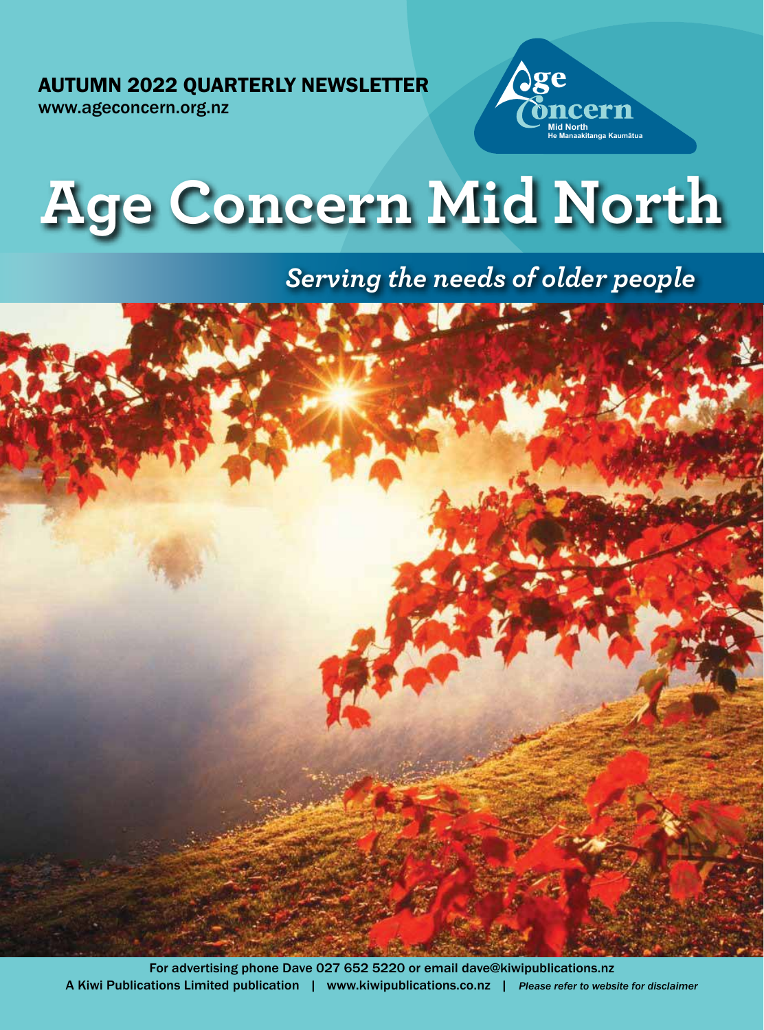AUTUMN 2022 QUARTERLY NEWSLETTER
www.ageconcern.org.nz

Age Concern
Mid North
He Manaakitanga Kaumātua

# Age Concern Mid North

*Serving the needs of older people*

For advertising phone Dave 027 652 5220 or email dave@kiwipublications.nz
A Kiwi Publications Limited publication | www.kiwipublications.co.nz | *Please refer to website for disclaimer*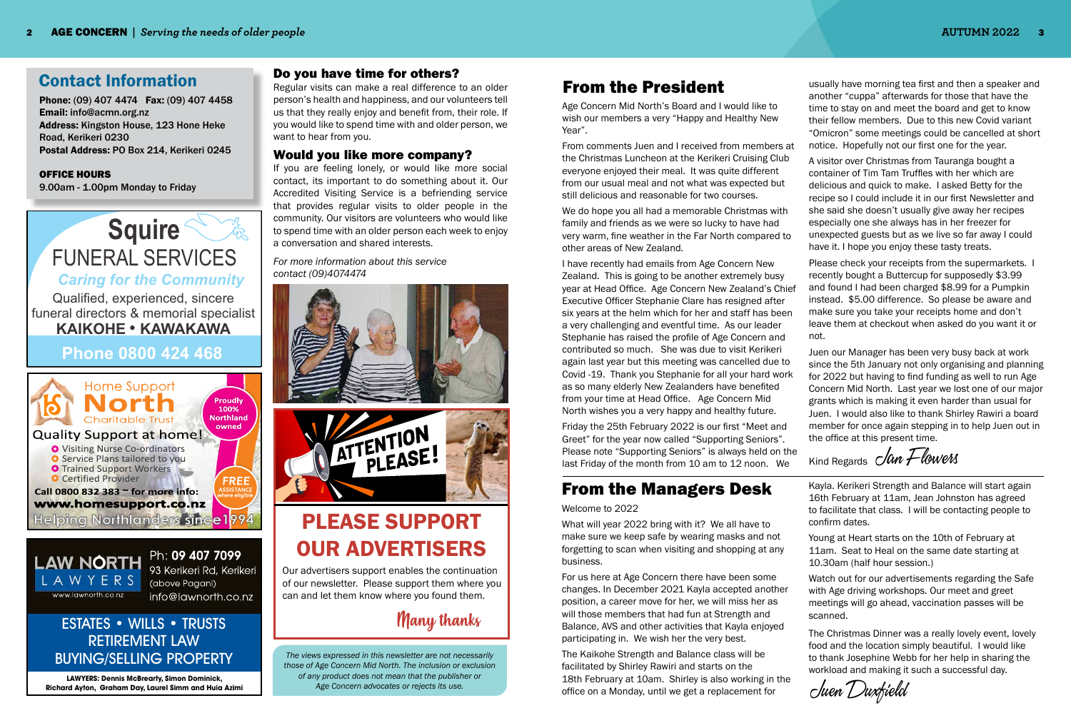## Contact Information

**Phone:** (09) 407 4474 **Fax:** (09) 407 4458
**Email:** info@acmn.org.nz
**Address:** Kingston House, 123 Hone Heke Road, Kerikeri 0230
**Postal Address:** PO Box 214, Kerikeri 0245

**OFFICE HOURS**
9.00am - 1.00pm Monday to Friday

**Squire**
FUNERAL SERVICES
*Caring for the Community*
Qualified, experienced, sincere funeral directors & memorial specialist
**KAIKOHE • KAWAKAWA**
**Phone 0800 424 468**

Home Support **North** Charitable Trust
Proudly 100% Northland owned
Quality Support at home!
- Visiting Nurse Co-ordinators
- Service Plans tailored to you
- Trained Support Workers
- Certified Provider

FREE ASSISTANCE where eligible
**Call 0800 832 383 ~ for more info:**
**www.homesupport.co.nz**
Helping Northlanders since 1994

**LAW NORTH** LAWYERS
www.lawnorth.co.nz
Ph: **09 407 7099**
93 Kerikeri Rd, Kerikeri (above Pagani)
info@lawnorth.co.nz

ESTATES • WILLS • TRUSTS
RETIREMENT LAW
BUYING/SELLING PROPERTY

**LAWYERS: Dennis McBrearty, Simon Dominick, Richard Ayton, Graham Day, Laurel Simm and Huia Azimi**

### Do you have time for others?

Regular visits can make a real difference to an older person's health and happiness, and our volunteers tell us that they really enjoy and benefit from, their role. If you would like to spend time with and older person, we want to hear from you.

### Would you like more company?

If you are feeling lonely, or would like more social contact, its important to do something about it. Our Accredited Visiting Service is a befriending service that provides regular visits to older people in the community. Our visitors are volunteers who would like to spend time with an older person each week to enjoy a conversation and shared interests.

*For more information about this service contact (09)4074474*

ATTENTION PLEASE!

## PLEASE SUPPORT OUR ADVERTISERS

Our advertisers support enables the continuation of our newsletter. Please support them where you can and let them know where you found them.

Many thanks

*The views expressed in this newsletter are not necessarily those of Age Concern Mid North. The inclusion or exclusion of any product does not mean that the publisher or Age Concern advocates or rejects its use.*

## From the President

Age Concern Mid North's Board and I would like to wish our members a very "Happy and Healthy New Year".

From comments Juen and I received from members at the Christmas Luncheon at the Kerikeri Cruising Club everyone enjoyed their meal. It was quite different from our usual meal and not what was expected but still delicious and reasonable for two courses.

We do hope you all had a memorable Christmas with family and friends as we were so lucky to have had very warm, fine weather in the Far North compared to other areas of New Zealand.

I have recently had emails from Age Concern New Zealand. This is going to be another extremely busy year at Head Office. Age Concern New Zealand's Chief Executive Officer Stephanie Clare has resigned after six years at the helm which for her and staff has been a very challenging and eventful time. As our leader Stephanie has raised the profile of Age Concern and contributed so much. She was due to visit Kerikeri again last year but this meeting was cancelled due to Covid -19. Thank you Stephanie for all your hard work as so many elderly New Zealanders have benefited from your time at Head Office. Age Concern Mid North wishes you a very happy and healthy future.

Friday the 25th February 2022 is our first "Meet and Greet" for the year now called "Supporting Seniors". Please note "Supporting Seniors" is always held on the last Friday of the month from 10 am to 12 noon. We usually have morning tea first and then a speaker and another "cuppa" afterwards for those that have the time to stay on and meet the board and get to know their fellow members. Due to this new Covid variant "Omicron" some meetings could be cancelled at short notice. Hopefully not our first one for the year.

A visitor over Christmas from Tauranga bought a container of Tim Tam Truffles with her which are delicious and quick to make. I asked Betty for the recipe so I could include it in our first Newsletter and she said she doesn't usually give away her recipes especially one she always has in her freezer for unexpected guests but as we live so far away I could have it. I hope you enjoy these tasty treats.

Please check your receipts from the supermarkets. I recently bought a Buttercup for supposedly $3.99 and found I had been charged $8.99 for a Pumpkin instead. $5.00 difference. So please be aware and make sure you take your receipts home and don't leave them at checkout when asked do you want it or not.

Juen our Manager has been very busy back at work since the 5th January not only organising and planning for 2022 but having to find funding as well to run Age Concern Mid North. Last year we lost one of our major grants which is making it even harder than usual for Juen. I would also like to thank Shirley Rawiri a board member for once again stepping in to help Juen out in the office at this present time.

Kind Regards *Jan Flowers*

## From the Managers Desk

Welcome to 2022

What will year 2022 bring with it? We all have to make sure we keep safe by wearing masks and not forgetting to scan when visiting and shopping at any business.

For us here at Age Concern there have been some changes. In December 2021 Kayla accepted another position, a career move for her, we will miss her as will those members that had fun at Strength and Balance, AVS and other activities that Kayla enjoyed participating in. We wish her the very best.

The Kaikohe Strength and Balance class will be facilitated by Shirley Rawiri and starts on the 18th February at 10am. Shirley is also working in the office on a Monday, until we get a replacement for Kayla. Kerikeri Strength and Balance will start again 16th February at 11am, Jean Johnston has agreed to facilitate that class. I will be contacting people to confirm dates.

Young at Heart starts on the 10th of February at 11am. Seat to Heal on the same date starting at 10.30am (half hour session.)

Watch out for our advertisements regarding the Safe with Age driving workshops. Our meet and greet meetings will go ahead, vaccination passes will be scanned.

The Christmas Dinner was a really lovely event, lovely food and the location simply beautiful. I would like to thank Josephine Webb for her help in sharing the workload and making it such a successful day.

*Juen Duxfield*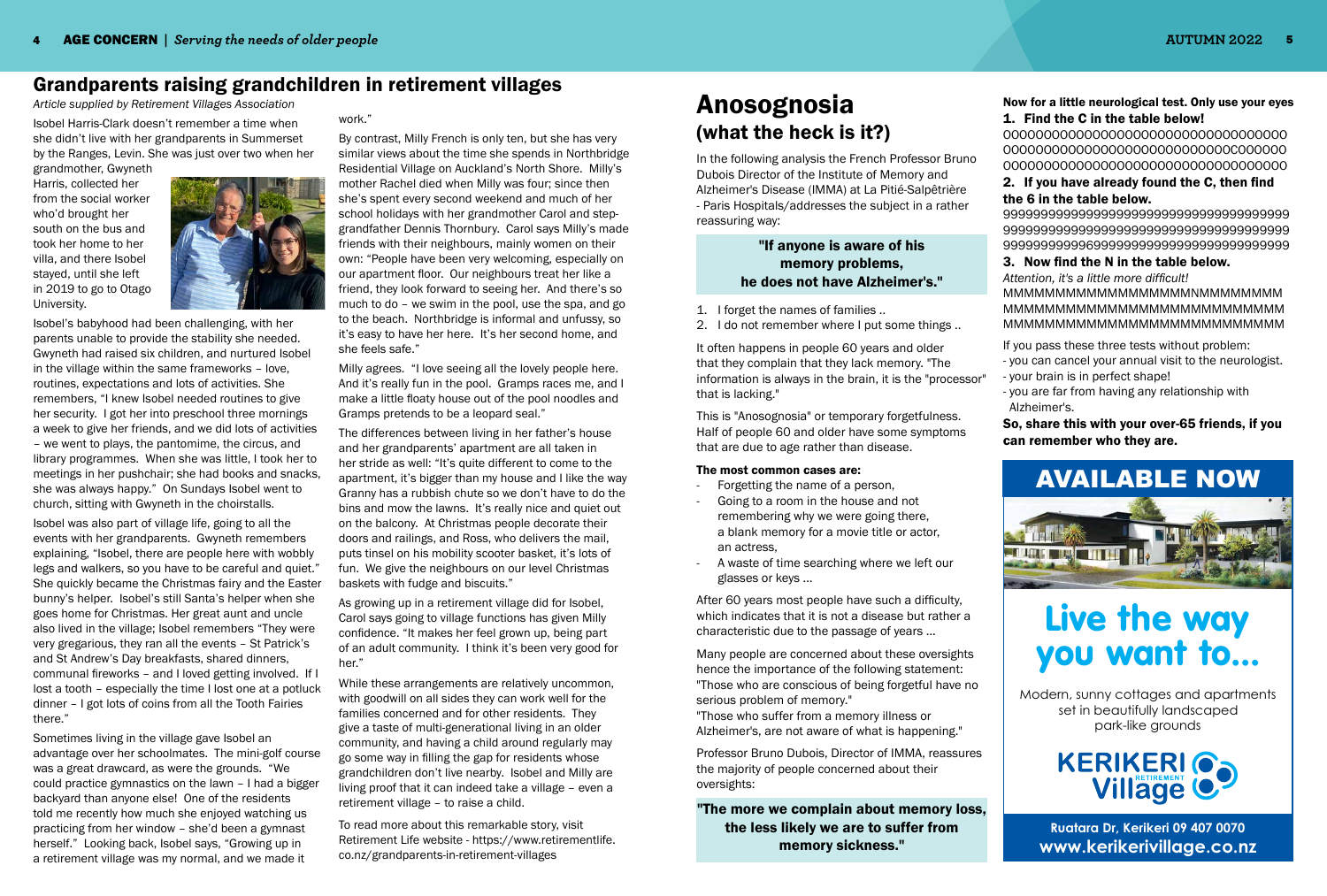## Grandparents raising grandchildren in retirement villages

*Article supplied by Retirement Villages Association*

Isobel Harris-Clark doesn't remember a time when she didn't live with her grandparents in Summerset by the Ranges, Levin. She was just over two when her grandmother, Gwyneth Harris, collected her from the social worker who'd brought her south on the bus and took her home to her villa, and there Isobel stayed, until she left in 2019 to go to Otago University.

Isobel's babyhood had been challenging, with her parents unable to provide the stability she needed. Gwyneth had raised six children, and nurtured Isobel in the village within the same frameworks – love, routines, expectations and lots of activities. She remembers, "I knew Isobel needed routines to give her security. I got her into preschool three mornings a week to give her friends, and we did lots of activities – we went to plays, the pantomime, the circus, and library programmes. When she was little, I took her to meetings in her pushchair; she had books and snacks, she was always happy." On Sundays Isobel went to church, sitting with Gwyneth in the choirstalls.

Isobel was also part of village life, going to all the events with her grandparents. Gwyneth remembers explaining, "Isobel, there are people here with wobbly legs and walkers, so you have to be careful and quiet." She quickly became the Christmas fairy and the Easter bunny's helper. Isobel's still Santa's helper when she goes home for Christmas. Her great aunt and uncle also lived in the village; Isobel remembers "They were very gregarious, they ran all the events – St Patrick's and St Andrew's Day breakfasts, shared dinners, communal fireworks – and I loved getting involved. If I lost a tooth – especially the time I lost one at a potluck dinner – I got lots of coins from all the Tooth Fairies there."

Sometimes living in the village gave Isobel an advantage over her schoolmates. The mini-golf course was a great drawcard, as were the grounds. "We could practice gymnastics on the lawn – I had a bigger backyard than anyone else! One of the residents told me recently how much she enjoyed watching us practicing from her window – she'd been a gymnast herself." Looking back, Isobel says, "Growing up in a retirement village was my normal, and we made it work."

By contrast, Milly French is only ten, but she has very similar views about the time she spends in Northbridge Residential Village on Auckland's North Shore. Milly's mother Rachel died when Milly was four; since then she's spent every second weekend and much of her school holidays with her grandmother Carol and step-grandfather Dennis Thornbury. Carol says Milly's made friends with their neighbours, mainly women on their own: "People have been very welcoming, especially on our apartment floor. Our neighbours treat her like a friend, they look forward to seeing her. And there's so much to do – we swim in the pool, use the spa, and go to the beach. Northbridge is informal and unfussy, so it's easy to have her here. It's her second home, and she feels safe."

Milly agrees. "I love seeing all the lovely people here. And it's really fun in the pool. Gramps races me, and I make a little floaty house out of the pool noodles and Gramps pretends to be a leopard seal."

The differences between living in her father's house and her grandparents' apartment are all taken in her stride as well: "It's quite different to come to the apartment, it's bigger than my house and I like the way Granny has a rubbish chute so we don't have to do the bins and mow the lawns. It's really nice and quiet out on the balcony. At Christmas people decorate their doors and railings, and Ross, who delivers the mail, puts tinsel on his mobility scooter basket, it's lots of fun. We give the neighbours on our level Christmas baskets with fudge and biscuits."

As growing up in a retirement village did for Isobel, Carol says going to village functions has given Milly confidence. "It makes her feel grown up, being part of an adult community. I think it's been very good for her."

While these arrangements are relatively uncommon, with goodwill on all sides they can work well for the families concerned and for other residents. They give a taste of multi-generational living in an older community, and having a child around regularly may go some way in filling the gap for residents whose grandchildren don't live nearby. Isobel and Milly are living proof that it can indeed take a village – even a retirement village – to raise a child.

To read more about this remarkable story, visit Retirement Life website - https://www.retirementlife.co.nz/grandparents-in-retirement-villages

# Anosognosia
## (what the heck is it?)

In the following analysis the French Professor Bruno Dubois Director of the Institute of Memory and Alzheimer's Disease (IMMA) at La Pitié-Salpêtrière - Paris Hospitals/addresses the subject in a rather reassuring way:

**"If anyone is aware of his memory problems, he does not have Alzheimer's."**

1. I forget the names of families ..
2. I do not remember where I put some things ..

It often happens in people 60 years and older that they complain that they lack memory. "The information is always in the brain, it is the "processor" that is lacking."

This is "Anosognosia" or temporary forgetfulness. Half of people 60 and older have some symptoms that are due to age rather than disease.

**The most common cases are:**

- Forgetting the name of a person,
- Going to a room in the house and not remembering why we were going there, a blank memory for a movie title or actor, an actress,
- A waste of time searching where we left our glasses or keys ...

After 60 years most people have such a difficulty, which indicates that it is not a disease but rather a characteristic due to the passage of years ...

Many people are concerned about these oversights hence the importance of the following statement: "Those who are conscious of being forgetful have no serious problem of memory."
"Those who suffer from a memory illness or Alzheimer's, are not aware of what is happening."

Professor Bruno Dubois, Director of IMMA, reassures the majority of people concerned about their oversights:

**"The more we complain about memory loss, the less likely we are to suffer from memory sickness."**

**Now for a little neurological test. Only use your eyes**

**1. Find the C in the table below!**

000000000000000000000000000000000000
00000000000000000000000000000C000000
000000000000000000000000000000000000

**2. If you have already found the C, then find the 6 in the table below.**

9999999999999999999999999999999999999
9999999999999999999999999999999999999
9999999999969999999999999999999999999

**3. Now find the N in the table below.**

*Attention, it's a little more difficult!*

MMMMMMMMMMMMMMMMMMMMMMMMMMMM
MMMMMMMMMMMMMMMMMMMMMMMMMMMM
MMMMMMMMMMMMMMMMMMMMMMMMMMMM

If you pass these three tests without problem:
- you can cancel your annual visit to the neurologist.
- your brain is in perfect shape!
- you are far from having any relationship with Alzheimer's.

**So, share this with your over-65 friends, if you can remember who they are.**

## AVAILABLE NOW

# Live the way you want to...

Modern, sunny cottages and apartments set in beautifully landscaped park-like grounds

**KERIKERI Retirement Village**

**Ruatara Dr, Kerikeri 09 407 0070**
**www.kerikerivillage.co.nz**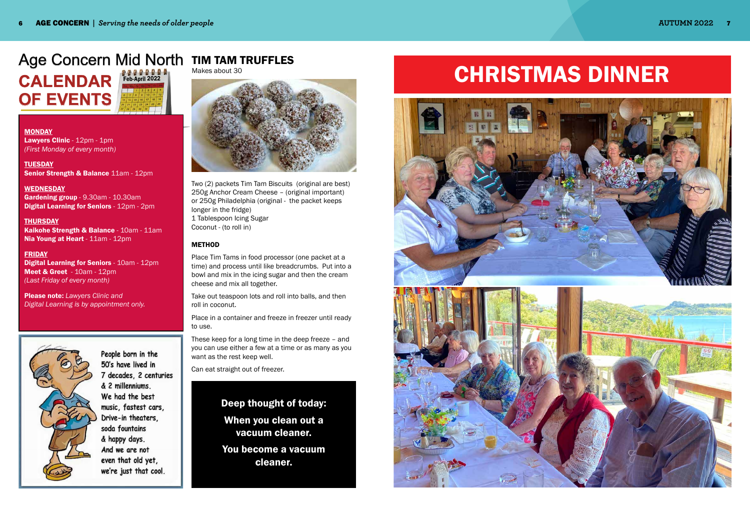# Age Concern Mid North

## CALENDAR OF EVENTS

Feb-April 2022

**MONDAY**
**Lawyers Clinic** - 12pm - 1pm
*(First Monday of every month)*

**TUESDAY**
**Senior Strength & Balance** 11am - 12pm

**WEDNESDAY**
**Gardening group** - 9.30am - 10.30am
**Digital Learning for Seniors** - 12pm - 2pm

**THURSDAY**
**Kaikohe Strength & Balance** - 10am - 11am
**Nia Young at Heart** - 11am - 12pm

**FRIDAY**
**Digital Learning for Seniors** - 10am - 12pm
**Meet & Greet** - 10am - 12pm
*(Last Friday of every month)*

**Please note:** *Lawyers Clinic and Digital Learning is by appointment only.*

People born in the 50's have lived in 7 decades, 2 centuries & 2 millenniums. We had the best music, fastest cars, Drive-in theaters, soda fountains & happy days. And we are not even that old yet, we're just that cool.

## TIM TAM TRUFFLES

Makes about 30

Two (2) packets Tim Tam Biscuits (original are best)
250g Anchor Cream Cheese – (original important) or 250g Philadelphia (original - the packet keeps longer in the fridge)
1 Tablespoon Icing Sugar
Coconut - (to roll in)

**METHOD**

Place Tim Tams in food processor (one packet at a time) and process until like breadcrumbs. Put into a bowl and mix in the icing sugar and then the cream cheese and mix all together.

Take out teaspoon lots and roll into balls, and then roll in coconut.

Place in a container and freeze in freezer until ready to use.

These keep for a long time in the deep freeze – and you can use either a few at a time or as many as you want as the rest keep well.

Can eat straight out of freezer.

**Deep thought of today:**

**When you clean out a vacuum cleaner.**

**You become a vacuum cleaner.**

# CHRISTMAS DINNER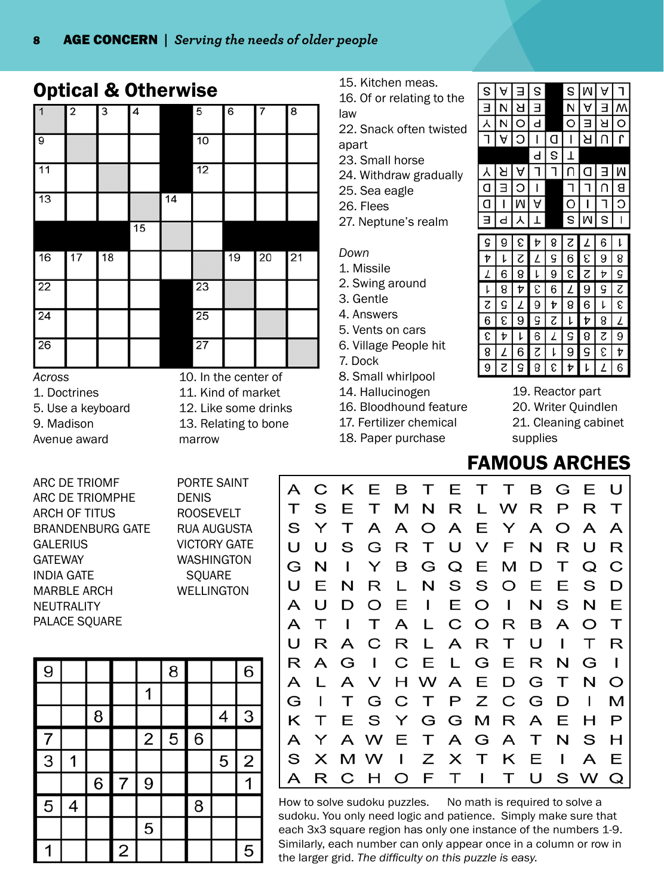## Optical & Otherwise

| 1 | 2 | 3 | 4 | | 5 | 6 | 7 | 8 |
|---|---|---|---|---|---|---|---|---|
| 9 | | | | | 10 | | | |
| 11 | | | | | 12 | | | |
| 13 | | | | 14 | | | | |
| | | | 15 | | | | | |
| 16 | 17 | 18 | | | | 19 | 20 | 21 |
| 22 | | | | | 23 | | | |
| 24 | | | | | 25 | | | |
| 26 | | | | | 27 | | | |

*Across*

1. Doctrines
5. Use a keyboard
9. Madison Avenue award
10. In the center of
11. Kind of market
12. Like some drinks
13. Relating to bone marrow
15. Kitchen meas.
16. Of or relating to the law
22. Snack often twisted apart
23. Small horse
24. Withdraw gradually
25. Sea eagle
26. Flees
27. Neptune's realm

*Down*

1. Missile
2. Swing around
3. Gentle
4. Answers
5. Vents on cars
6. Village People hit
7. Dock
8. Small whirlpool
14. Hallucinogen
16. Bloodhound feature
17. Fertilizer chemical
18. Paper purchase
19. Reactor part
20. Writer Quindlen
21. Cleaning cabinet supplies

| | | | | | | | | |
|---|---|---|---|---|---|---|---|---|
| T | A | W | S | | S | E | A | S |
| M | E | A | N | | E | R | N | E |
| O | R | E | O | | P | O | N | Y |
| J | U | R | I | D | I | C | A | L |
| | | | T | S | P | | | |
| M | E | D | U | L | L | A | R | Y |
| E | U | L | L | | I | C | E | D |
| C | L | I | O | | A | M | I | D |
| I | S | M | S | | T | Y | P | E |

| | | | | | | | | |
|---|---|---|---|---|---|---|---|---|
| 7 | 6 | 1 | 4 | 5 | 8 | 2 | 3 | 9 |
| 4 | 3 | 5 | 9 | 1 | 2 | 8 | 7 | 6 |
| 9 | 2 | 8 | 7 | 6 | 5 | 1 | 4 | 3 |
| 7 | 8 | 4 | 2 | 5 | 6 | 3 | 9 | 1 |
| 3 | 1 | 9 | 8 | 4 | 7 | 6 | 5 | 2 |
| 2 | 5 | 6 | 7 | 9 | 3 | 4 | 8 | 1 |
| 9 | 8 | 2 | 5 | 7 | 6 | 1 | 4 | 3 |
| 4 | 3 | 5 | 9 | 1 | 2 | 7 | 6 | 8 |
| 1 | 9 | 7 | 4 | 3 | 8 | 5 | 2 | 6 |

## FAMOUS ARCHES

ARC DE TRIOMF
ARC DE TRIOMPHE
ARCH OF TITUS
BRANDENBURG GATE
GALERIUS
GATEWAY
INDIA GATE
MARBLE ARCH
NEUTRALITY
PALACE SQUARE
PORTE SAINT DENIS
ROOSEVELT
RUA AUGUSTA
VICTORY GATE
WASHINGTON SQUARE
WELLINGTON

| | | | | | | | | | | | | |
|---|---|---|---|---|---|---|---|---|---|---|---|---|
| A | C | K | E | B | T | E | T | T | B | G | E | U |
| T | S | E | T | M | N | R | L | W | R | P | R | T |
| S | Y | T | A | A | O | A | E | Y | A | O | A | A |
| U | U | S | G | R | T | U | V | F | N | R | U | R |
| G | N | I | Y | B | G | Q | E | M | D | T | Q | C |
| U | E | N | R | L | N | S | S | O | E | E | S | D |
| A | U | D | O | E | I | E | O | I | N | S | N | E |
| A | T | I | T | A | L | C | O | R | B | A | O | T |
| U | R | A | C | R | L | A | R | T | U | I | T | R |
| R | A | G | I | C | E | L | G | E | R | N | G | I |
| A | L | A | V | H | W | A | E | D | G | T | N | O |
| G | I | T | G | C | T | P | Z | C | G | D | I | M |
| K | T | E | S | Y | G | G | M | R | A | E | H | P |
| A | Y | A | W | E | T | A | G | A | T | N | S | H |
| S | X | M | W | I | Z | X | T | K | E | I | A | E |
| A | R | C | H | O | F | T | I | T | U | S | W | Q |

| | | | | | | | | |
|---|---|---|---|---|---|---|---|---|
| 9 | | | | | 8 | | | 6 |
| | | | | 1 | | | | |
| | | 8 | | | | | 4 | 3 |
| 7 | | | | 2 | 5 | 6 | | |
| 3 | 1 | | | | | | 5 | 2 |
| | | 6 | 7 | 9 | | | | 1 |
| 5 | 4 | | | | | 8 | | |
| | | | | 5 | | | | |
| 1 | | | 2 | | | | | 5 |

How to solve sudoku puzzles. No math is required to solve a sudoku. You only need logic and patience. Simply make sure that each 3x3 square region has only one instance of the numbers 1-9. Similarly, each number can only appear once in a column or row in the larger grid. *The difficulty on this puzzle is easy.*